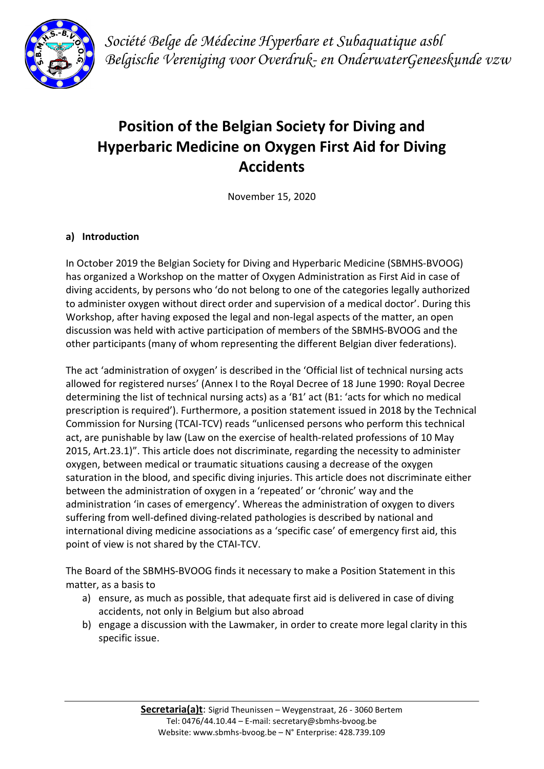*Société Belge de Médecine Hyperbare et Subaquatique asbl*
*Belgische Vereniging voor Overdruk- en OnderwaterGeneeskunde vzw*

# Position of the Belgian Society for Diving and Hyperbaric Medicine on Oxygen First Aid for Diving Accidents

November 15, 2020

## a) Introduction

In October 2019 the Belgian Society for Diving and Hyperbaric Medicine (SBMHS-BVOOG) has organized a Workshop on the matter of Oxygen Administration as First Aid in case of diving accidents, by persons who 'do not belong to one of the categories legally authorized to administer oxygen without direct order and supervision of a medical doctor'. During this Workshop, after having exposed the legal and non-legal aspects of the matter, an open discussion was held with active participation of members of the SBMHS-BVOOG and the other participants (many of whom representing the different Belgian diver federations).

The act 'administration of oxygen' is described in the 'Official list of technical nursing acts allowed for registered nurses' (Annex I to the Royal Decree of 18 June 1990: Royal Decree determining the list of technical nursing acts) as a 'B1' act (B1: 'acts for which no medical prescription is required'). Furthermore, a position statement issued in 2018 by the Technical Commission for Nursing (TCAI-TCV) reads "unlicensed persons who perform this technical act, are punishable by law (Law on the exercise of health-related professions of 10 May 2015, Art.23.1)". This article does not discriminate, regarding the necessity to administer oxygen, between medical or traumatic situations causing a decrease of the oxygen saturation in the blood, and specific diving injuries. This article does not discriminate either between the administration of oxygen in a 'repeated' or 'chronic' way and the administration 'in cases of emergency'. Whereas the administration of oxygen to divers suffering from well-defined diving-related pathologies is described by national and international diving medicine associations as a 'specific case' of emergency first aid, this point of view is not shared by the CTAI-TCV.

The Board of the SBMHS-BVOOG finds it necessary to make a Position Statement in this matter, as a basis to

a) ensure, as much as possible, that adequate first aid is delivered in case of diving accidents, not only in Belgium but also abroad
b) engage a discussion with the Lawmaker, in order to create more legal clarity in this specific issue.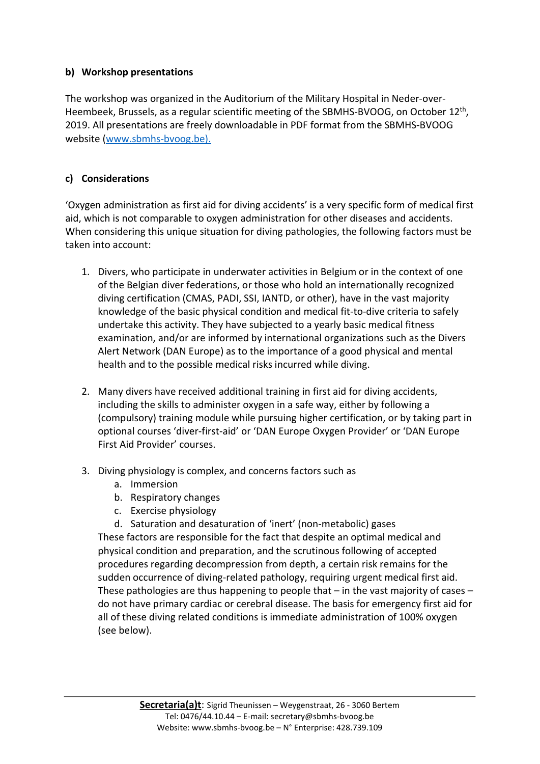**b) Workshop presentations**

The workshop was organized in the Auditorium of the Military Hospital in Neder-over-Heembeek, Brussels, as a regular scientific meeting of the SBMHS-BVOOG, on October 12$^{th}$, 2019. All presentations are freely downloadable in PDF format from the SBMHS-BVOOG website (www.sbmhs-bvoog.be).

**c) Considerations**

'Oxygen administration as first aid for diving accidents' is a very specific form of medical first aid, which is not comparable to oxygen administration for other diseases and accidents. When considering this unique situation for diving pathologies, the following factors must be taken into account:

1. Divers, who participate in underwater activities in Belgium or in the context of one of the Belgian diver federations, or those who hold an internationally recognized diving certification (CMAS, PADI, SSI, IANTD, or other), have in the vast majority knowledge of the basic physical condition and medical fit-to-dive criteria to safely undertake this activity. They have subjected to a yearly basic medical fitness examination, and/or are informed by international organizations such as the Divers Alert Network (DAN Europe) as to the importance of a good physical and mental health and to the possible medical risks incurred while diving.

2. Many divers have received additional training in first aid for diving accidents, including the skills to administer oxygen in a safe way, either by following a (compulsory) training module while pursuing higher certification, or by taking part in optional courses 'diver-first-aid' or 'DAN Europe Oxygen Provider' or 'DAN Europe First Aid Provider' courses.

3. Diving physiology is complex, and concerns factors such as
   a. Immersion
   b. Respiratory changes
   c. Exercise physiology
   d. Saturation and desaturation of 'inert' (non-metabolic) gases

   These factors are responsible for the fact that despite an optimal medical and physical condition and preparation, and the scrutinous following of accepted procedures regarding decompression from depth, a certain risk remains for the sudden occurrence of diving-related pathology, requiring urgent medical first aid. These pathologies are thus happening to people that – in the vast majority of cases – do not have primary cardiac or cerebral disease. The basis for emergency first aid for all of these diving related conditions is immediate administration of 100% oxygen (see below).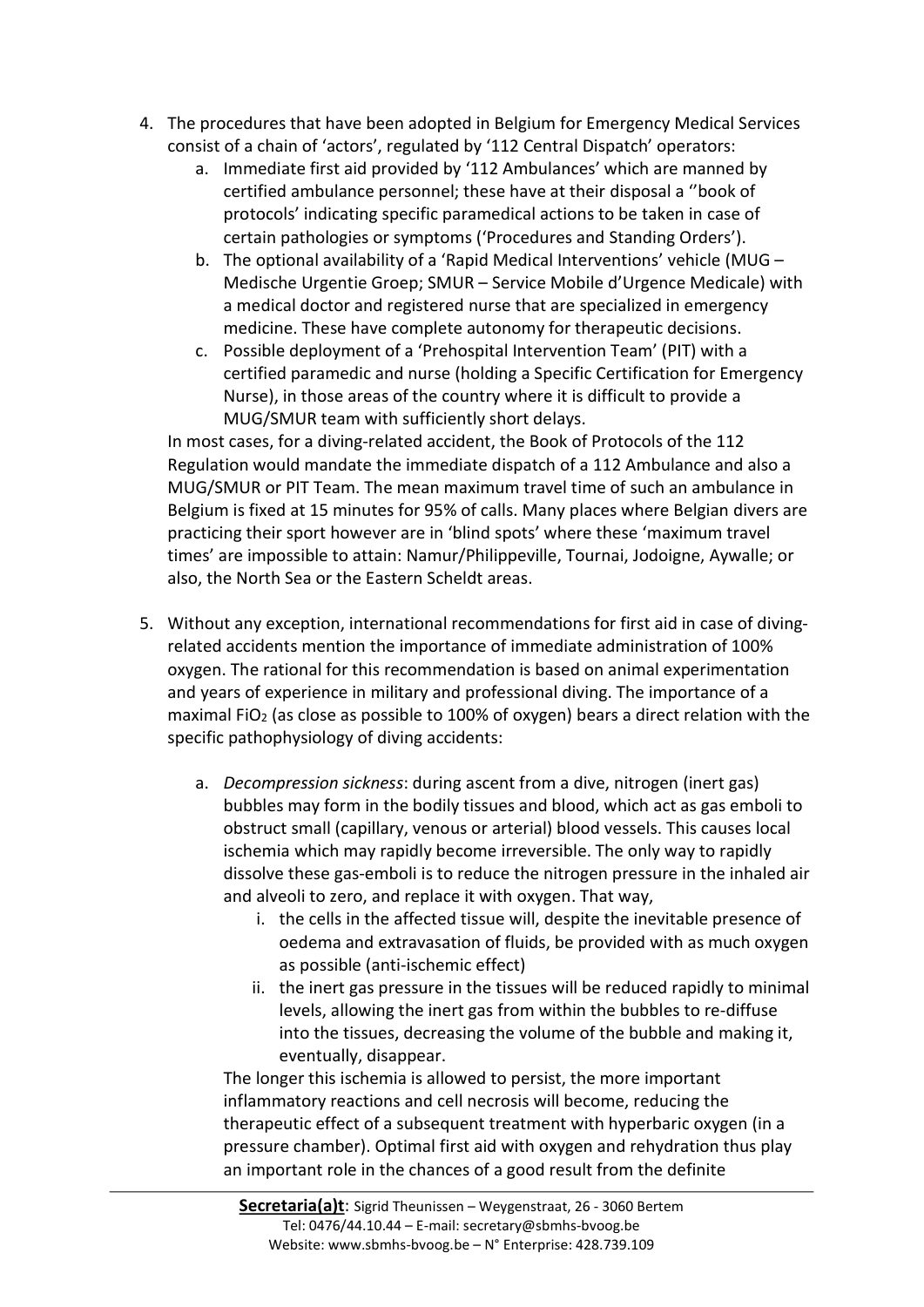4. The procedures that have been adopted in Belgium for Emergency Medical Services consist of a chain of 'actors', regulated by '112 Central Dispatch' operators:
   a. Immediate first aid provided by '112 Ambulances' which are manned by certified ambulance personnel; these have at their disposal a ''book of protocols' indicating specific paramedical actions to be taken in case of certain pathologies or symptoms ('Procedures and Standing Orders').
   b. The optional availability of a 'Rapid Medical Interventions' vehicle (MUG – Medische Urgentie Groep; SMUR – Service Mobile d'Urgence Medicale) with a medical doctor and registered nurse that are specialized in emergency medicine. These have complete autonomy for therapeutic decisions.
   c. Possible deployment of a 'Prehospital Intervention Team' (PIT) with a certified paramedic and nurse (holding a Specific Certification for Emergency Nurse), in those areas of the country where it is difficult to provide a MUG/SMUR team with sufficiently short delays.

   In most cases, for a diving-related accident, the Book of Protocols of the 112 Regulation would mandate the immediate dispatch of a 112 Ambulance and also a MUG/SMUR or PIT Team. The mean maximum travel time of such an ambulance in Belgium is fixed at 15 minutes for 95% of calls. Many places where Belgian divers are practicing their sport however are in 'blind spots' where these 'maximum travel times' are impossible to attain: Namur/Philippeville, Tournai, Jodoigne, Aywalle; or also, the North Sea or the Eastern Scheldt areas.

5. Without any exception, international recommendations for first aid in case of diving-related accidents mention the importance of immediate administration of 100% oxygen. The rational for this recommendation is based on animal experimentation and years of experience in military and professional diving. The importance of a maximal $FiO_2$ (as close as possible to 100% of oxygen) bears a direct relation with the specific pathophysiology of diving accidents:

   a. *Decompression sickness*: during ascent from a dive, nitrogen (inert gas) bubbles may form in the bodily tissues and blood, which act as gas emboli to obstruct small (capillary, venous or arterial) blood vessels. This causes local ischemia which may rapidly become irreversible. The only way to rapidly dissolve these gas-emboli is to reduce the nitrogen pressure in the inhaled air and alveoli to zero, and replace it with oxygen. That way,
      i. the cells in the affected tissue will, despite the inevitable presence of oedema and extravasation of fluids, be provided with as much oxygen as possible (anti-ischemic effect)
      ii. the inert gas pressure in the tissues will be reduced rapidly to minimal levels, allowing the inert gas from within the bubbles to re-diffuse into the tissues, decreasing the volume of the bubble and making it, eventually, disappear.

      The longer this ischemia is allowed to persist, the more important inflammatory reactions and cell necrosis will become, reducing the therapeutic effect of a subsequent treatment with hyperbaric oxygen (in a pressure chamber). Optimal first aid with oxygen and rehydration thus play an important role in the chances of a good result from the definite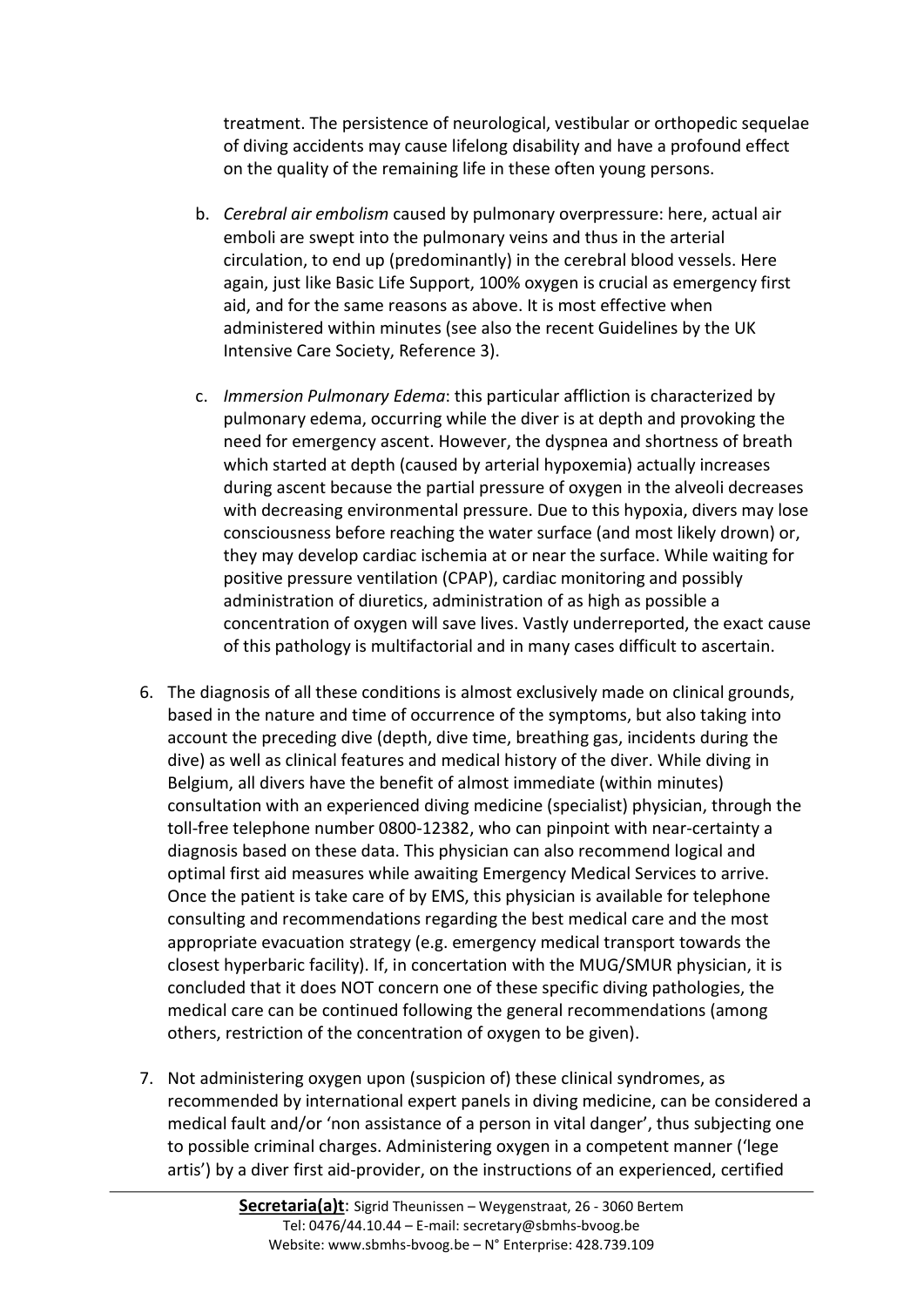treatment. The persistence of neurological, vestibular or orthopedic sequelae of diving accidents may cause lifelong disability and have a profound effect on the quality of the remaining life in these often young persons.

   b. *Cerebral air embolism* caused by pulmonary overpressure: here, actual air emboli are swept into the pulmonary veins and thus in the arterial circulation, to end up (predominantly) in the cerebral blood vessels. Here again, just like Basic Life Support, 100% oxygen is crucial as emergency first aid, and for the same reasons as above. It is most effective when administered within minutes (see also the recent Guidelines by the UK Intensive Care Society, Reference 3).

   c. *Immersion Pulmonary Edema*: this particular affliction is characterized by pulmonary edema, occurring while the diver is at depth and provoking the need for emergency ascent. However, the dyspnea and shortness of breath which started at depth (caused by arterial hypoxemia) actually increases during ascent because the partial pressure of oxygen in the alveoli decreases with decreasing environmental pressure. Due to this hypoxia, divers may lose consciousness before reaching the water surface (and most likely drown) or, they may develop cardiac ischemia at or near the surface. While waiting for positive pressure ventilation (CPAP), cardiac monitoring and possibly administration of diuretics, administration of as high as possible a concentration of oxygen will save lives. Vastly underreported, the exact cause of this pathology is multifactorial and in many cases difficult to ascertain.

6. The diagnosis of all these conditions is almost exclusively made on clinical grounds, based in the nature and time of occurrence of the symptoms, but also taking into account the preceding dive (depth, dive time, breathing gas, incidents during the dive) as well as clinical features and medical history of the diver. While diving in Belgium, all divers have the benefit of almost immediate (within minutes) consultation with an experienced diving medicine (specialist) physician, through the toll-free telephone number 0800-12382, who can pinpoint with near-certainty a diagnosis based on these data. This physician can also recommend logical and optimal first aid measures while awaiting Emergency Medical Services to arrive. Once the patient is take care of by EMS, this physician is available for telephone consulting and recommendations regarding the best medical care and the most appropriate evacuation strategy (e.g. emergency medical transport towards the closest hyperbaric facility). If, in concertation with the MUG/SMUR physician, it is concluded that it does NOT concern one of these specific diving pathologies, the medical care can be continued following the general recommendations (among others, restriction of the concentration of oxygen to be given).

7. Not administering oxygen upon (suspicion of) these clinical syndromes, as recommended by international expert panels in diving medicine, can be considered a medical fault and/or 'non assistance of a person in vital danger', thus subjecting one to possible criminal charges. Administering oxygen in a competent manner ('lege artis') by a diver first aid-provider, on the instructions of an experienced, certified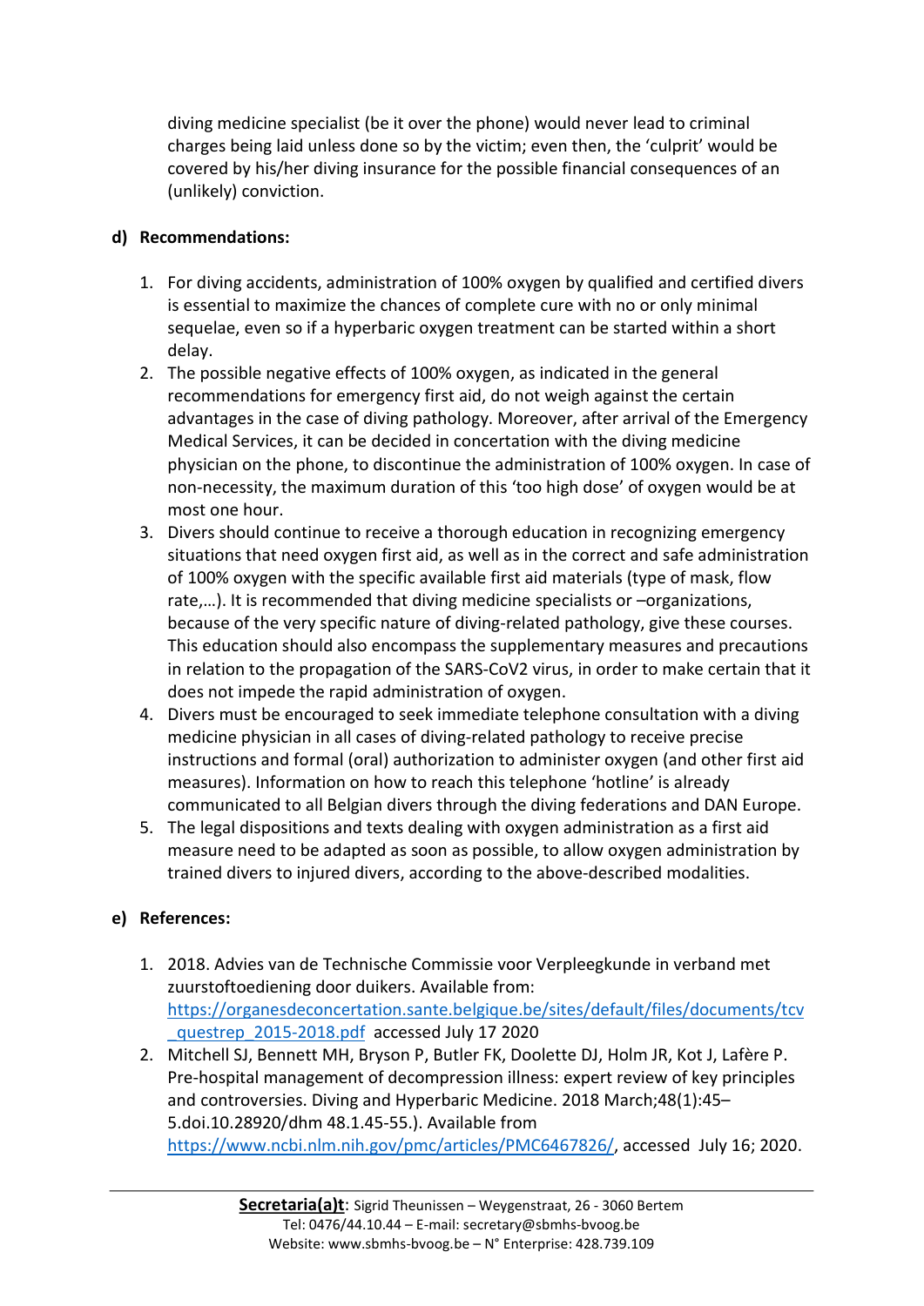diving medicine specialist (be it over the phone) would never lead to criminal charges being laid unless done so by the victim; even then, the 'culprit' would be covered by his/her diving insurance for the possible financial consequences of an (unlikely) conviction.

**d) Recommendations:**

1. For diving accidents, administration of 100% oxygen by qualified and certified divers is essential to maximize the chances of complete cure with no or only minimal sequelae, even so if a hyperbaric oxygen treatment can be started within a short delay.
2. The possible negative effects of 100% oxygen, as indicated in the general recommendations for emergency first aid, do not weigh against the certain advantages in the case of diving pathology. Moreover, after arrival of the Emergency Medical Services, it can be decided in concertation with the diving medicine physician on the phone, to discontinue the administration of 100% oxygen. In case of non-necessity, the maximum duration of this 'too high dose' of oxygen would be at most one hour.
3. Divers should continue to receive a thorough education in recognizing emergency situations that need oxygen first aid, as well as in the correct and safe administration of 100% oxygen with the specific available first aid materials (type of mask, flow rate,…). It is recommended that diving medicine specialists or –organizations, because of the very specific nature of diving-related pathology, give these courses. This education should also encompass the supplementary measures and precautions in relation to the propagation of the SARS-CoV2 virus, in order to make certain that it does not impede the rapid administration of oxygen.
4. Divers must be encouraged to seek immediate telephone consultation with a diving medicine physician in all cases of diving-related pathology to receive precise instructions and formal (oral) authorization to administer oxygen (and other first aid measures). Information on how to reach this telephone 'hotline' is already communicated to all Belgian divers through the diving federations and DAN Europe.
5. The legal dispositions and texts dealing with oxygen administration as a first aid measure need to be adapted as soon as possible, to allow oxygen administration by trained divers to injured divers, according to the above-described modalities.

**e) References:**

1. 2018. Advies van de Technische Commissie voor Verpleegkunde in verband met zuurstoftoediening door duikers. Available from: https://organesdeconcertation.sante.belgique.be/sites/default/files/documents/tcv_questrep_2015-2018.pdf accessed July 17 2020
2. Mitchell SJ, Bennett MH, Bryson P, Butler FK, Doolette DJ, Holm JR, Kot J, Lafère P. Pre-hospital management of decompression illness: expert review of key principles and controversies. Diving and Hyperbaric Medicine. 2018 March;48(1):45–5.doi.10.28920/dhm 48.1.45-55.). Available from https://www.ncbi.nlm.nih.gov/pmc/articles/PMC6467826/, accessed July 16; 2020.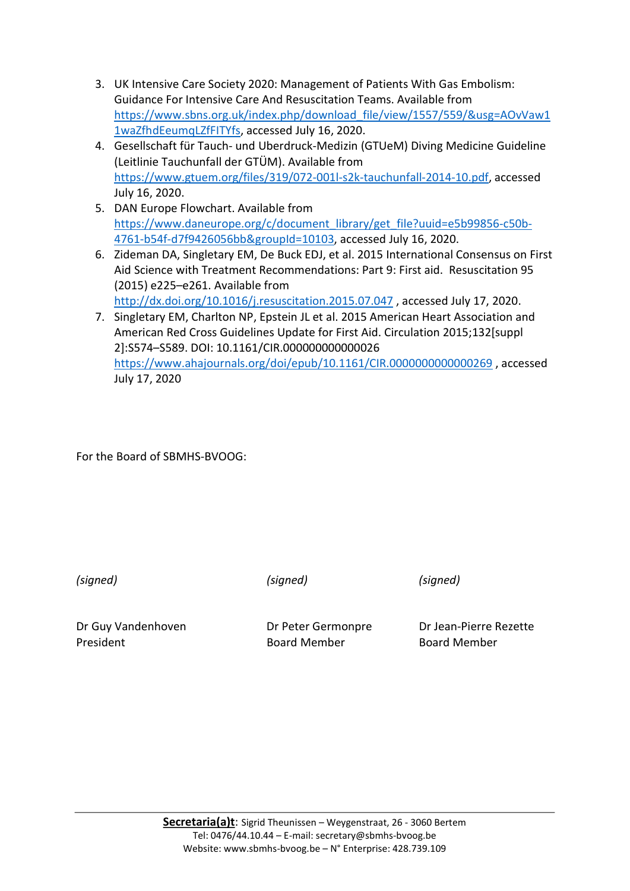3. UK Intensive Care Society 2020: Management of Patients With Gas Embolism: Guidance For Intensive Care And Resuscitation Teams. Available from https://www.sbns.org.uk/index.php/download_file/view/1557/559/&usg=AOvVaw11waZfhdEeumqLZfFITYfs, accessed July 16, 2020.
4. Gesellschaft für Tauch- und Uberdruck-Medizin (GTUeM) Diving Medicine Guideline (Leitlinie Tauchunfall der GTÜM). Available from https://www.gtuem.org/files/319/072-001l-s2k-tauchunfall-2014-10.pdf, accessed July 16, 2020.
5. DAN Europe Flowchart. Available from https://www.daneurope.org/c/document_library/get_file?uuid=e5b99856-c50b-4761-b54f-d7f9426056bb&groupId=10103, accessed July 16, 2020.
6. Zideman DA, Singletary EM, De Buck EDJ, et al. 2015 International Consensus on First Aid Science with Treatment Recommendations: Part 9: First aid. Resuscitation 95 (2015) e225–e261. Available from http://dx.doi.org/10.1016/j.resuscitation.2015.07.047 , accessed July 17, 2020.
7. Singletary EM, Charlton NP, Epstein JL et al. 2015 American Heart Association and American Red Cross Guidelines Update for First Aid. Circulation 2015;132[suppl 2]:S574–S589. DOI: 10.1161/CIR.000000000000026 https://www.ahajournals.org/doi/epub/10.1161/CIR.0000000000000269 , accessed July 17, 2020

For the Board of SBMHS-BVOOG:

*(signed)*

Dr Guy Vandenhoven
President

*(signed)*

Dr Peter Germonpre
Board Member

*(signed)*

Dr Jean-Pierre Rezette
Board Member

**Secretaria(a)t**: Sigrid Theunissen – Weygenstraat, 26 - 3060 Bertem
Tel: 0476/44.10.44 – E-mail: secretary@sbmhs-bvoog.be
Website: www.sbmhs-bvoog.be – N° Enterprise: 428.739.109